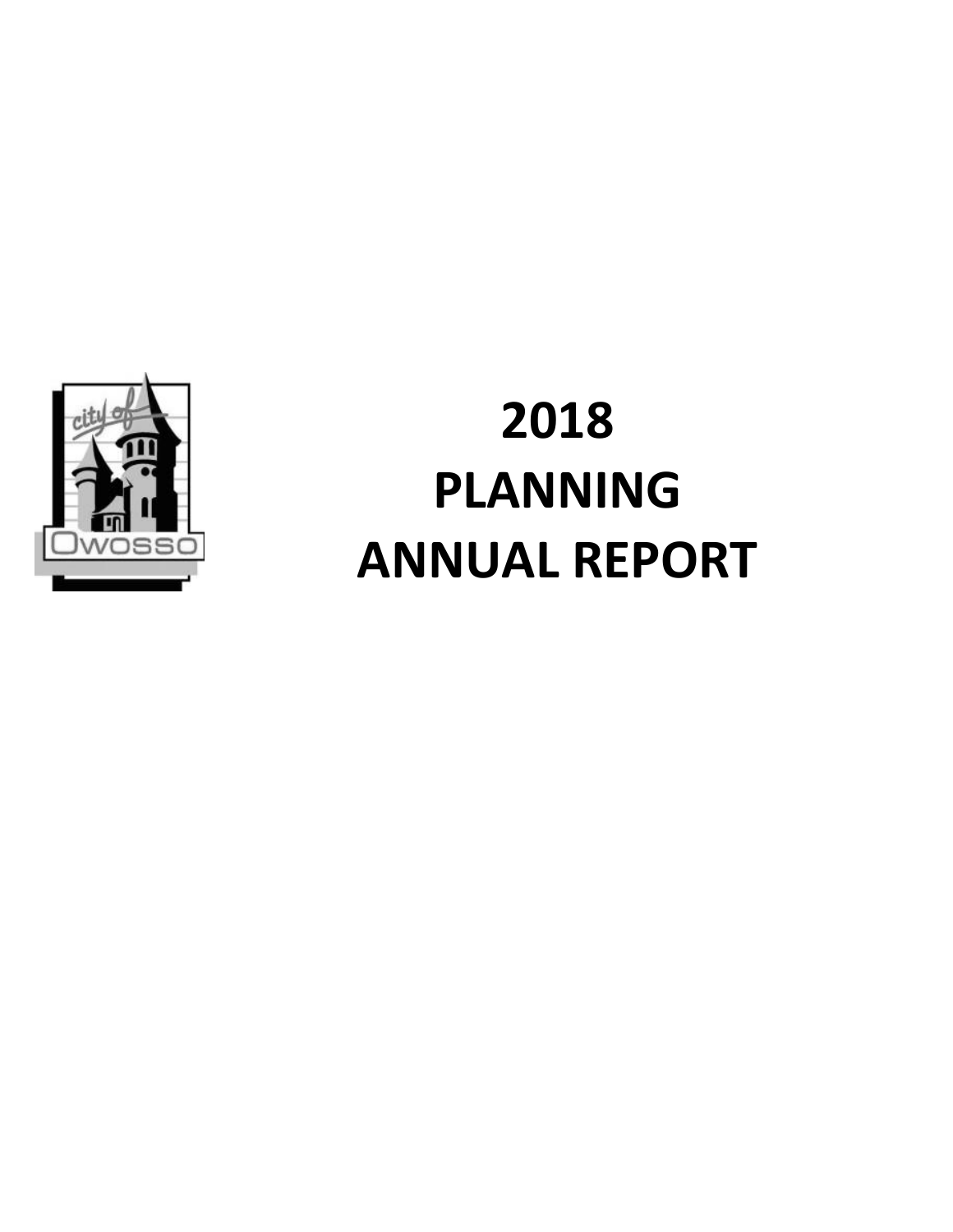# 2018
# PLANNING
# ANNUAL REPORT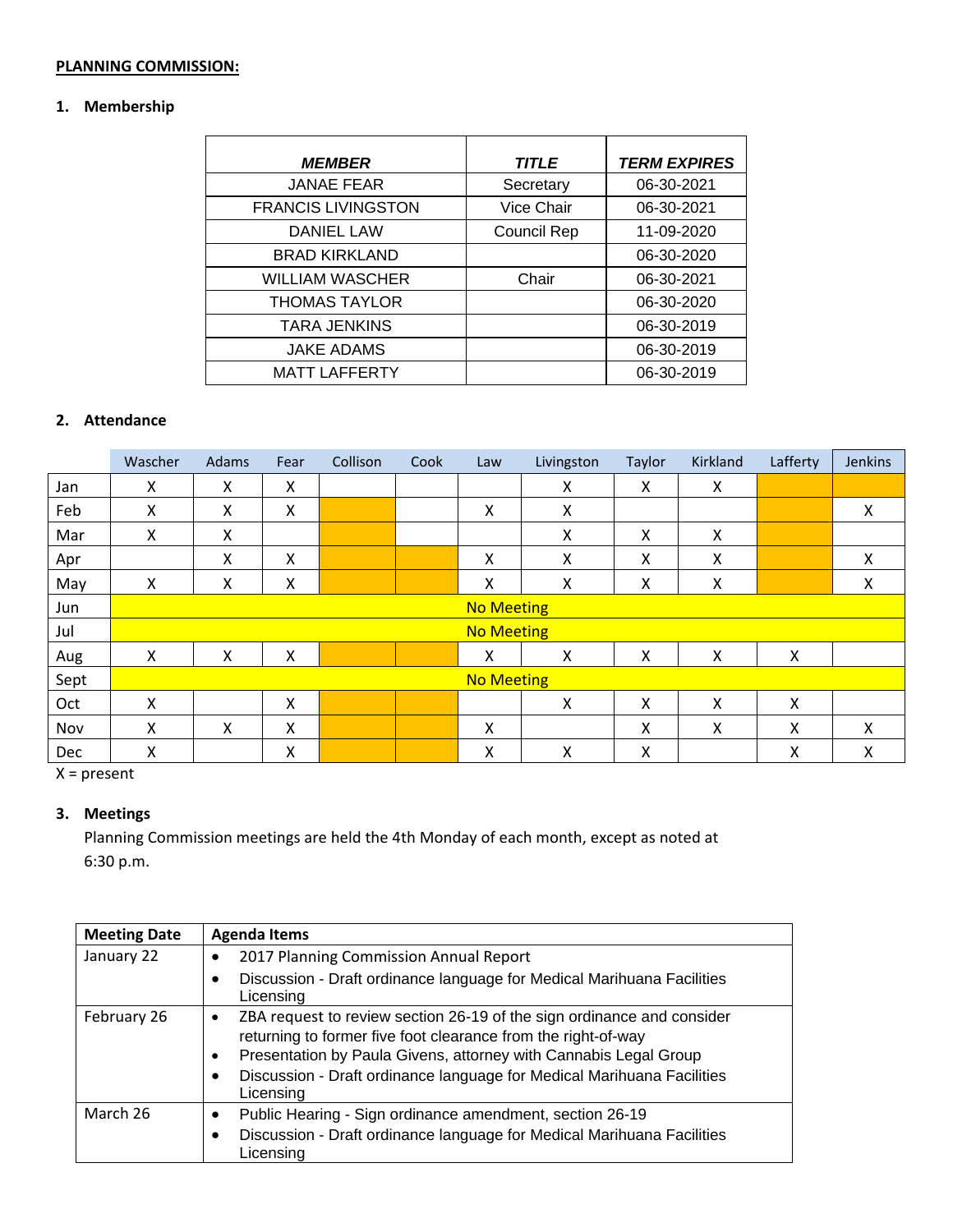**PLANNING COMMISSION:**

## 1. Membership

| *MEMBER* | *TITLE* | *TERM EXPIRES* |
|---|---|---|
| JANAE FEAR | Secretary | 06-30-2021 |
| FRANCIS LIVINGSTON | Vice Chair | 06-30-2021 |
| DANIEL LAW | Council Rep | 11-09-2020 |
| BRAD KIRKLAND | | 06-30-2020 |
| WILLIAM WASCHER | Chair | 06-30-2021 |
| THOMAS TAYLOR | | 06-30-2020 |
| TARA JENKINS | | 06-30-2019 |
| JAKE ADAMS | | 06-30-2019 |
| MATT LAFFERTY | | 06-30-2019 |

## 2. Attendance

| | Wascher | Adams | Fear | Collison | Cook | Law | Livingston | Taylor | Kirkland | Lafferty | Jenkins |
|---|---|---|---|---|---|---|---|---|---|---|---|
| Jan | X | X | X | | | | X | X | X | | |
| Feb | X | X | X | | | X | X | | | | X |
| Mar | X | X | | | | | X | X | X | | |
| Apr | | X | X | | | X | X | X | X | | X |
| May | X | X | X | | | X | X | X | X | | X |
| Jun | No Meeting | | | | | | | | | | |
| Jul | No Meeting | | | | | | | | | | |
| Aug | X | X | X | | | X | X | X | X | X | |
| Sept | No Meeting | | | | | | | | | | |
| Oct | X | | X | | | | X | X | X | X | |
| Nov | X | X | X | | | X | | X | X | X | X |
| Dec | X | | X | | | X | X | X | | X | X |

X = present

## 3. Meetings

Planning Commission meetings are held the 4th Monday of each month, except as noted at 6:30 p.m.

| Meeting Date | Agenda Items |
|---|---|
| January 22 | • 2017 Planning Commission Annual Report<br>• Discussion - Draft ordinance language for Medical Marihuana Facilities Licensing |
| February 26 | • ZBA request to review section 26-19 of the sign ordinance and consider returning to former five foot clearance from the right-of-way<br>• Presentation by Paula Givens, attorney with Cannabis Legal Group<br>• Discussion - Draft ordinance language for Medical Marihuana Facilities Licensing |
| March 26 | • Public Hearing - Sign ordinance amendment, section 26-19<br>• Discussion - Draft ordinance language for Medical Marihuana Facilities Licensing |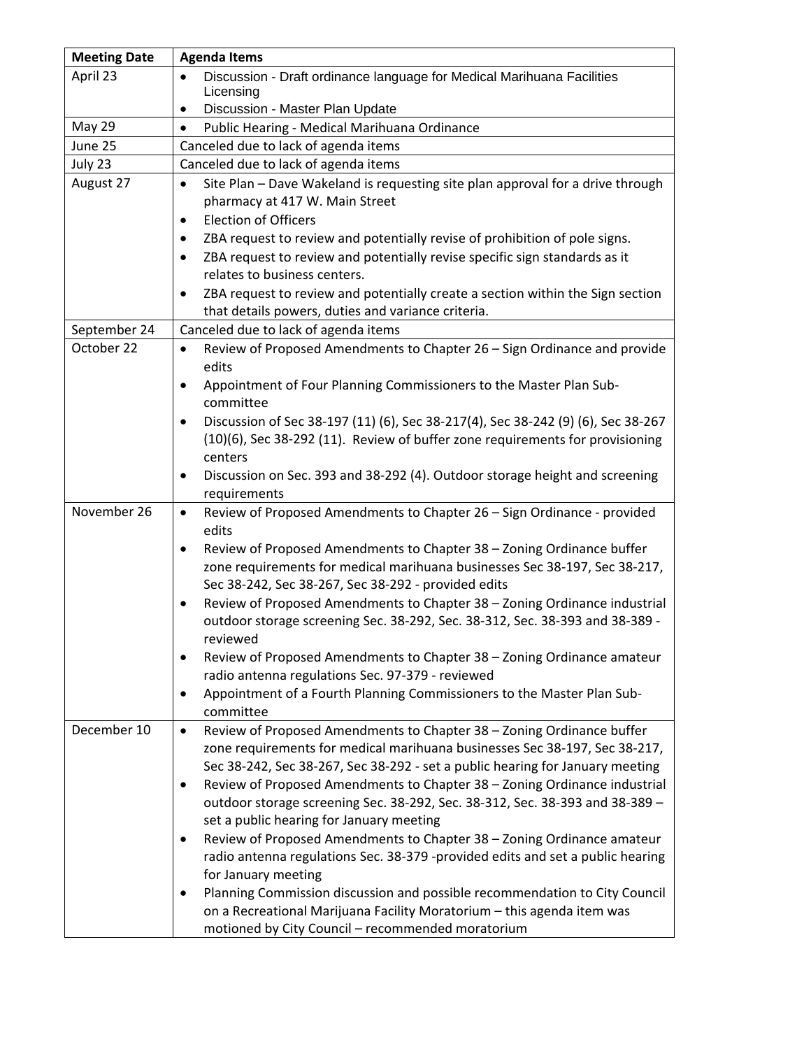| Meeting Date | Agenda Items |
|---|---|
| April 23 | • Discussion - Draft ordinance language for Medical Marihuana Facilities Licensing<br>• Discussion - Master Plan Update |
| May 29 | • Public Hearing - Medical Marihuana Ordinance |
| June 25 | Canceled due to lack of agenda items |
| July 23 | Canceled due to lack of agenda items |
| August 27 | • Site Plan – Dave Wakeland is requesting site plan approval for a drive through pharmacy at 417 W. Main Street<br>• Election of Officers<br>• ZBA request to review and potentially revise of prohibition of pole signs.<br>• ZBA request to review and potentially revise specific sign standards as it relates to business centers.<br>• ZBA request to review and potentially create a section within the Sign section that details powers, duties and variance criteria. |
| September 24 | Canceled due to lack of agenda items |
| October 22 | • Review of Proposed Amendments to Chapter 26 – Sign Ordinance and provide edits<br>• Appointment of Four Planning Commissioners to the Master Plan Sub-committee<br>• Discussion of Sec 38-197 (11) (6), Sec 38-217(4), Sec 38-242 (9) (6), Sec 38-267 (10)(6), Sec 38-292 (11). Review of buffer zone requirements for provisioning centers<br>• Discussion on Sec. 393 and 38-292 (4). Outdoor storage height and screening requirements |
| November 26 | • Review of Proposed Amendments to Chapter 26 – Sign Ordinance - provided edits<br>• Review of Proposed Amendments to Chapter 38 – Zoning Ordinance buffer zone requirements for medical marihuana businesses Sec 38-197, Sec 38-217, Sec 38-242, Sec 38-267, Sec 38-292 - provided edits<br>• Review of Proposed Amendments to Chapter 38 – Zoning Ordinance industrial outdoor storage screening Sec. 38-292, Sec. 38-312, Sec. 38-393 and 38-389 - reviewed<br>• Review of Proposed Amendments to Chapter 38 – Zoning Ordinance amateur radio antenna regulations Sec. 97-379 - reviewed<br>• Appointment of a Fourth Planning Commissioners to the Master Plan Sub-committee |
| December 10 | • Review of Proposed Amendments to Chapter 38 – Zoning Ordinance buffer zone requirements for medical marihuana businesses Sec 38-197, Sec 38-217, Sec 38-242, Sec 38-267, Sec 38-292 - set a public hearing for January meeting<br>• Review of Proposed Amendments to Chapter 38 – Zoning Ordinance industrial outdoor storage screening Sec. 38-292, Sec. 38-312, Sec. 38-393 and 38-389 – set a public hearing for January meeting<br>• Review of Proposed Amendments to Chapter 38 – Zoning Ordinance amateur radio antenna regulations Sec. 38-379 -provided edits and set a public hearing for January meeting<br>• Planning Commission discussion and possible recommendation to City Council on a Recreational Marijuana Facility Moratorium – this agenda item was motioned by City Council – recommended moratorium |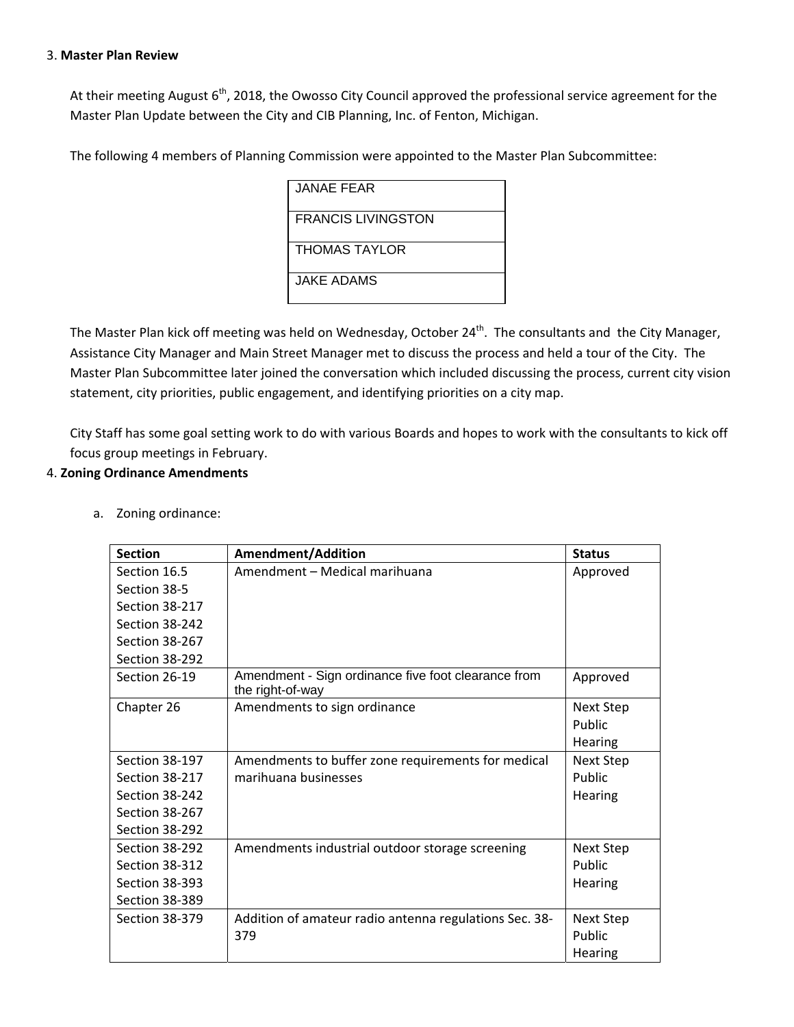3. **Master Plan Review**

At their meeting August 6th, 2018, the Owosso City Council approved the professional service agreement for the Master Plan Update between the City and CIB Planning, Inc. of Fenton, Michigan.

The following 4 members of Planning Commission were appointed to the Master Plan Subcommittee:

| JANAE FEAR |
|---|
| FRANCIS LIVINGSTON |
| THOMAS TAYLOR |
| JAKE ADAMS |

The Master Plan kick off meeting was held on Wednesday, October 24th. The consultants and the City Manager, Assistance City Manager and Main Street Manager met to discuss the process and held a tour of the City. The Master Plan Subcommittee later joined the conversation which included discussing the process, current city vision statement, city priorities, public engagement, and identifying priorities on a city map.

City Staff has some goal setting work to do with various Boards and hopes to work with the consultants to kick off focus group meetings in February.

4. **Zoning Ordinance Amendments**

a. Zoning ordinance:

| Section | Amendment/Addition | Status |
|---|---|---|
| Section 16.5<br>Section 38-5<br>Section 38-217<br>Section 38-242<br>Section 38-267<br>Section 38-292 | Amendment – Medical marihuana | Approved |
| Section 26-19 | Amendment - Sign ordinance five foot clearance from the right-of-way | Approved |
| Chapter 26 | Amendments to sign ordinance | Next Step Public Hearing |
| Section 38-197<br>Section 38-217<br>Section 38-242<br>Section 38-267<br>Section 38-292 | Amendments to buffer zone requirements for medical marihuana businesses | Next Step Public Hearing |
| Section 38-292<br>Section 38-312<br>Section 38-393<br>Section 38-389 | Amendments industrial outdoor storage screening | Next Step Public Hearing |
| Section 38-379 | Addition of amateur radio antenna regulations Sec. 38-379 | Next Step Public Hearing |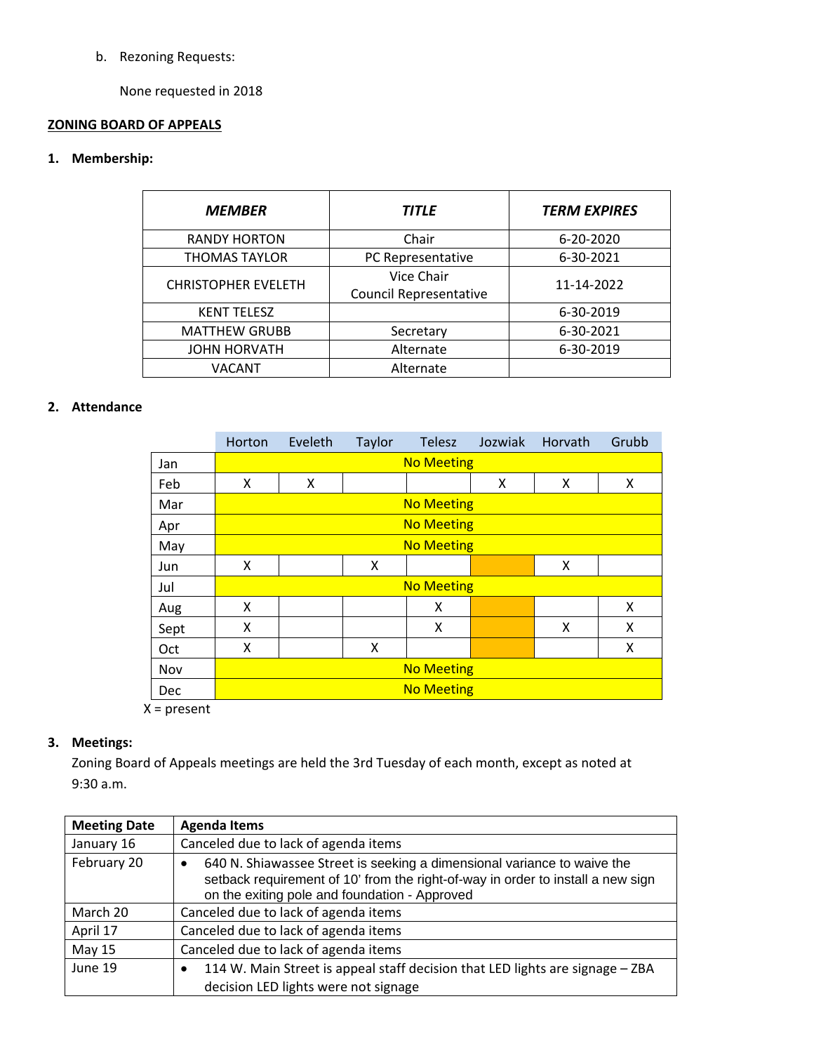b. Rezoning Requests:

None requested in 2018

**ZONING BOARD OF APPEALS**

**1. Membership:**

| *MEMBER* | *TITLE* | *TERM EXPIRES* |
|---|---|---|
| RANDY HORTON | Chair | 6-20-2020 |
| THOMAS TAYLOR | PC Representative | 6-30-2021 |
| CHRISTOPHER EVELETH | Vice Chair<br>Council Representative | 11-14-2022 |
| KENT TELESZ | | 6-30-2019 |
| MATTHEW GRUBB | Secretary | 6-30-2021 |
| JOHN HORVATH | Alternate | 6-30-2019 |
| VACANT | Alternate | |

**2. Attendance**

| | Horton | Eveleth | Taylor | Telesz | Jozwiak | Horvath | Grubb |
|---|---|---|---|---|---|---|---|
| Jan | No Meeting | | | | | | |
| Feb | X | X | | | X | X | X |
| Mar | No Meeting | | | | | | |
| Apr | No Meeting | | | | | | |
| May | No Meeting | | | | | | |
| Jun | X | | X | | | X | |
| Jul | No Meeting | | | | | | |
| Aug | X | | | X | | | X |
| Sept | X | | | X | | X | X |
| Oct | X | | X | | | | X |
| Nov | No Meeting | | | | | | |
| Dec | No Meeting | | | | | | |

X = present

**3. Meetings:**

Zoning Board of Appeals meetings are held the 3rd Tuesday of each month, except as noted at 9:30 a.m.

| **Meeting Date** | **Agenda Items** |
|---|---|
| January 16 | Canceled due to lack of agenda items |
| February 20 | • 640 N. Shiawassee Street is seeking a dimensional variance to waive the setback requirement of 10' from the right-of-way in order to install a new sign on the exiting pole and foundation - Approved |
| March 20 | Canceled due to lack of agenda items |
| April 17 | Canceled due to lack of agenda items |
| May 15 | Canceled due to lack of agenda items |
| June 19 | • 114 W. Main Street is appeal staff decision that LED lights are signage – ZBA decision LED lights were not signage |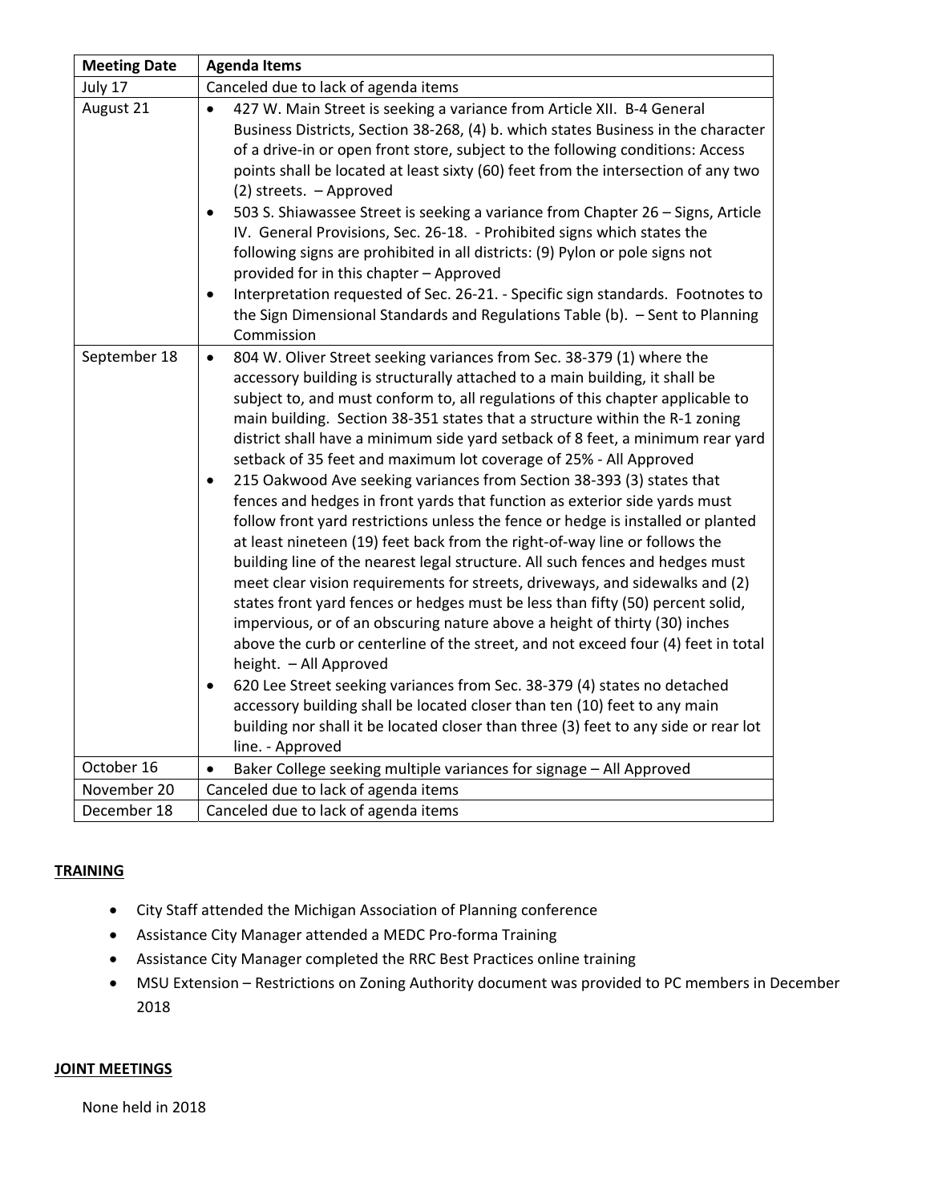| Meeting Date | Agenda Items |
|---|---|
| July 17 | Canceled due to lack of agenda items |
| August 21 | • 427 W. Main Street is seeking a variance from Article XII. B-4 General Business Districts, Section 38-268, (4) b. which states Business in the character of a drive-in or open front store, subject to the following conditions: Access points shall be located at least sixty (60) feet from the intersection of any two (2) streets. – Approved<br>• 503 S. Shiawassee Street is seeking a variance from Chapter 26 – Signs, Article IV. General Provisions, Sec. 26-18. - Prohibited signs which states the following signs are prohibited in all districts: (9) Pylon or pole signs not provided for in this chapter – Approved<br>• Interpretation requested of Sec. 26-21. - Specific sign standards. Footnotes to the Sign Dimensional Standards and Regulations Table (b). – Sent to Planning Commission |
| September 18 | • 804 W. Oliver Street seeking variances from Sec. 38-379 (1) where the accessory building is structurally attached to a main building, it shall be subject to, and must conform to, all regulations of this chapter applicable to main building. Section 38-351 states that a structure within the R-1 zoning district shall have a minimum side yard setback of 8 feet, a minimum rear yard setback of 35 feet and maximum lot coverage of 25% - All Approved<br>• 215 Oakwood Ave seeking variances from Section 38-393 (3) states that fences and hedges in front yards that function as exterior side yards must follow front yard restrictions unless the fence or hedge is installed or planted at least nineteen (19) feet back from the right-of-way line or follows the building line of the nearest legal structure. All such fences and hedges must meet clear vision requirements for streets, driveways, and sidewalks and (2) states front yard fences or hedges must be less than fifty (50) percent solid, impervious, or of an obscuring nature above a height of thirty (30) inches above the curb or centerline of the street, and not exceed four (4) feet in total height. – All Approved<br>• 620 Lee Street seeking variances from Sec. 38-379 (4) states no detached accessory building shall be located closer than ten (10) feet to any main building nor shall it be located closer than three (3) feet to any side or rear lot line. - Approved |
| October 16 | • Baker College seeking multiple variances for signage – All Approved |
| November 20 | Canceled due to lack of agenda items |
| December 18 | Canceled due to lack of agenda items |

## TRAINING

- City Staff attended the Michigan Association of Planning conference
- Assistance City Manager attended a MEDC Pro-forma Training
- Assistance City Manager completed the RRC Best Practices online training
- MSU Extension – Restrictions on Zoning Authority document was provided to PC members in December 2018

## JOINT MEETINGS

None held in 2018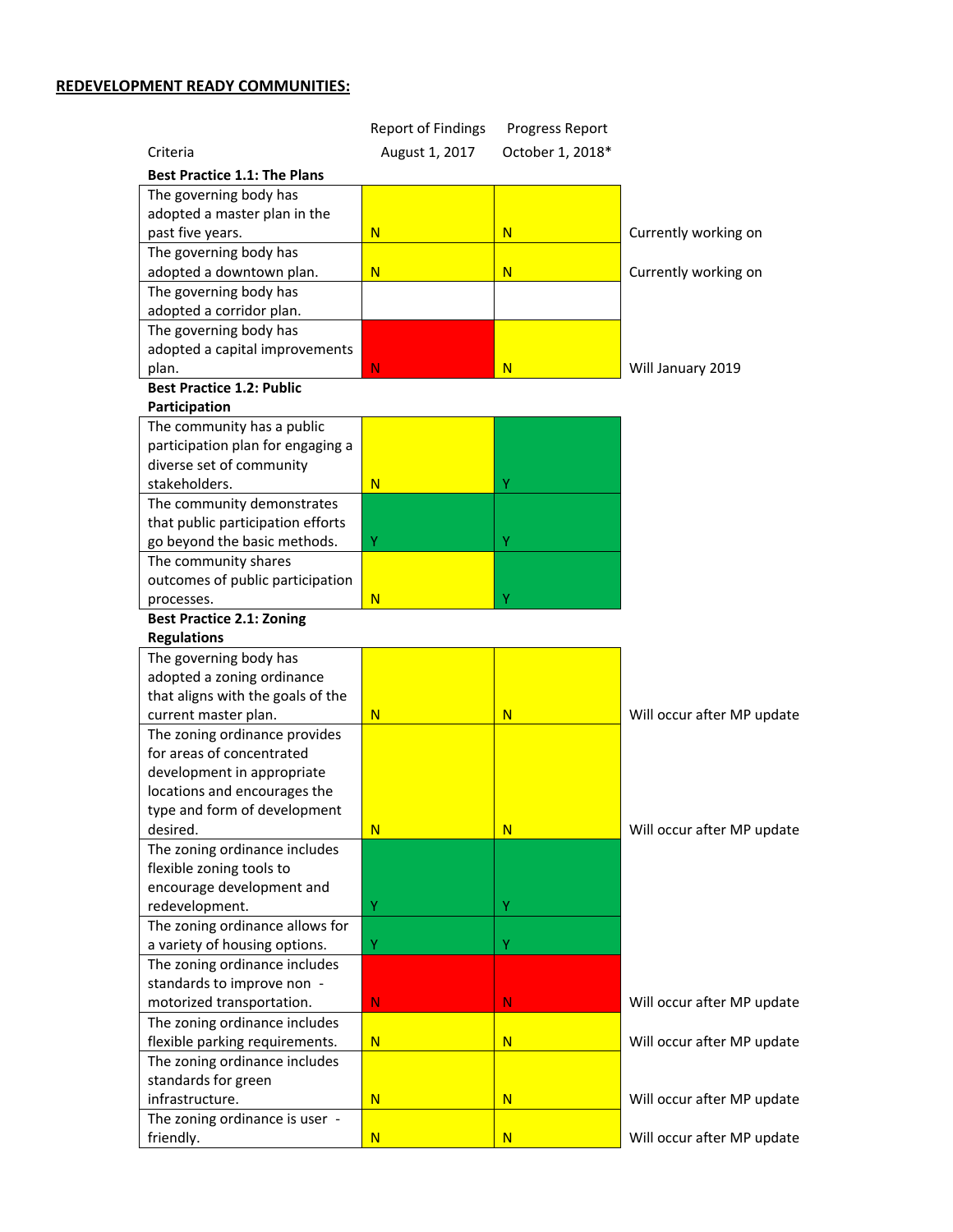**REDEVELOPMENT READY COMMUNITIES:**

| Criteria | Report of Findings August 1, 2017 | Progress Report October 1, 2018* | |
|---|---|---|---|
| **Best Practice 1.1: The Plans** | | | |
| The governing body has adopted a master plan in the past five years. | N | N | Currently working on |
| The governing body has adopted a downtown plan. | N | N | Currently working on |
| The governing body has adopted a corridor plan. | | | |
| The governing body has adopted a capital improvements plan. | N | N | Will January 2019 |
| **Best Practice 1.2: Public Participation** | | | |
| The community has a public participation plan for engaging a diverse set of community stakeholders. | N | Y | |
| The community demonstrates that public participation efforts go beyond the basic methods. | Y | Y | |
| The community shares outcomes of public participation processes. | N | Y | |
| **Best Practice 2.1: Zoning Regulations** | | | |
| The governing body has adopted a zoning ordinance that aligns with the goals of the current master plan. | N | N | Will occur after MP update |
| The zoning ordinance provides for areas of concentrated development in appropriate locations and encourages the type and form of development desired. | N | N | Will occur after MP update |
| The zoning ordinance includes flexible zoning tools to encourage development and redevelopment. | Y | Y | |
| The zoning ordinance allows for a variety of housing options. | Y | Y | |
| The zoning ordinance includes standards to improve non - motorized transportation. | N | N | Will occur after MP update |
| The zoning ordinance includes flexible parking requirements. | N | N | Will occur after MP update |
| The zoning ordinance includes standards for green infrastructure. | N | N | Will occur after MP update |
| The zoning ordinance is user - friendly. | N | N | Will occur after MP update |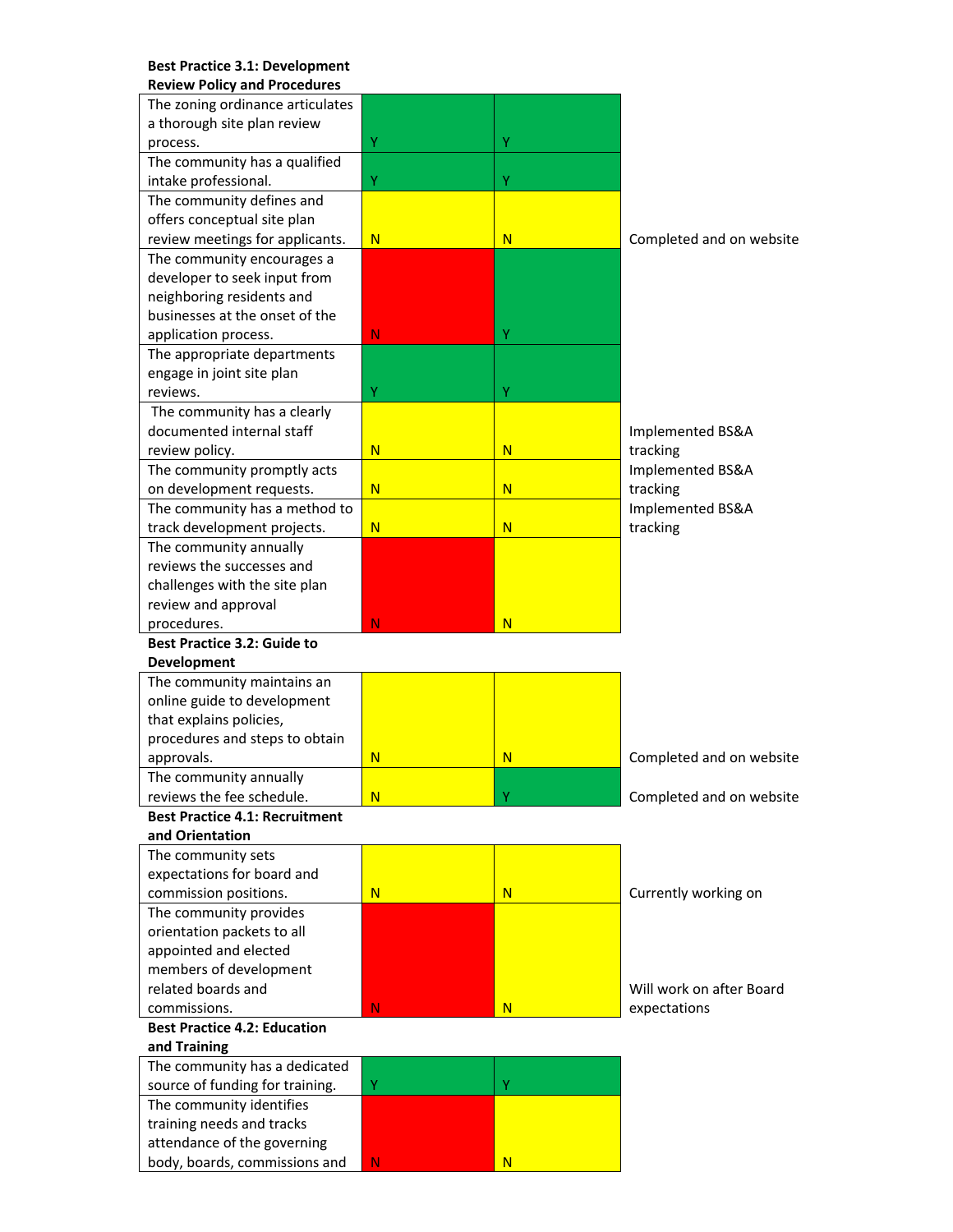**Best Practice 3.1: Development Review Policy and Procedures**

| | | | |
|---|---|---|---|
| The zoning ordinance articulates a thorough site plan review process. | Y | Y | |
| The community has a qualified intake professional. | Y | Y | |
| The community defines and offers conceptual site plan review meetings for applicants. | N | N | Completed and on website |
| The community encourages a developer to seek input from neighboring residents and businesses at the onset of the application process. | N | Y | |
| The appropriate departments engage in joint site plan reviews. | Y | Y | |
| The community has a clearly documented internal staff review policy. | N | N | Implemented BS&A tracking |
| The community promptly acts on development requests. | N | N | Implemented BS&A tracking |
| The community has a method to track development projects. | N | N | Implemented BS&A tracking |
| The community annually reviews the successes and challenges with the site plan review and approval procedures. | N | N | |

**Best Practice 3.2: Guide to Development**

| | | | |
|---|---|---|---|
| The community maintains an online guide to development that explains policies, procedures and steps to obtain approvals. | N | N | Completed and on website |
| The community annually reviews the fee schedule. | N | Y | Completed and on website |

**Best Practice 4.1: Recruitment and Orientation**

| | | | |
|---|---|---|---|
| The community sets expectations for board and commission positions. | N | N | Currently working on |
| The community provides orientation packets to all appointed and elected members of development related boards and commissions. | N | N | Will work on after Board expectations |

**Best Practice 4.2: Education and Training**

| | | | |
|---|---|---|---|
| The community has a dedicated source of funding for training. | Y | Y | |
| The community identifies training needs and tracks attendance of the governing body, boards, commissions and | N | N | |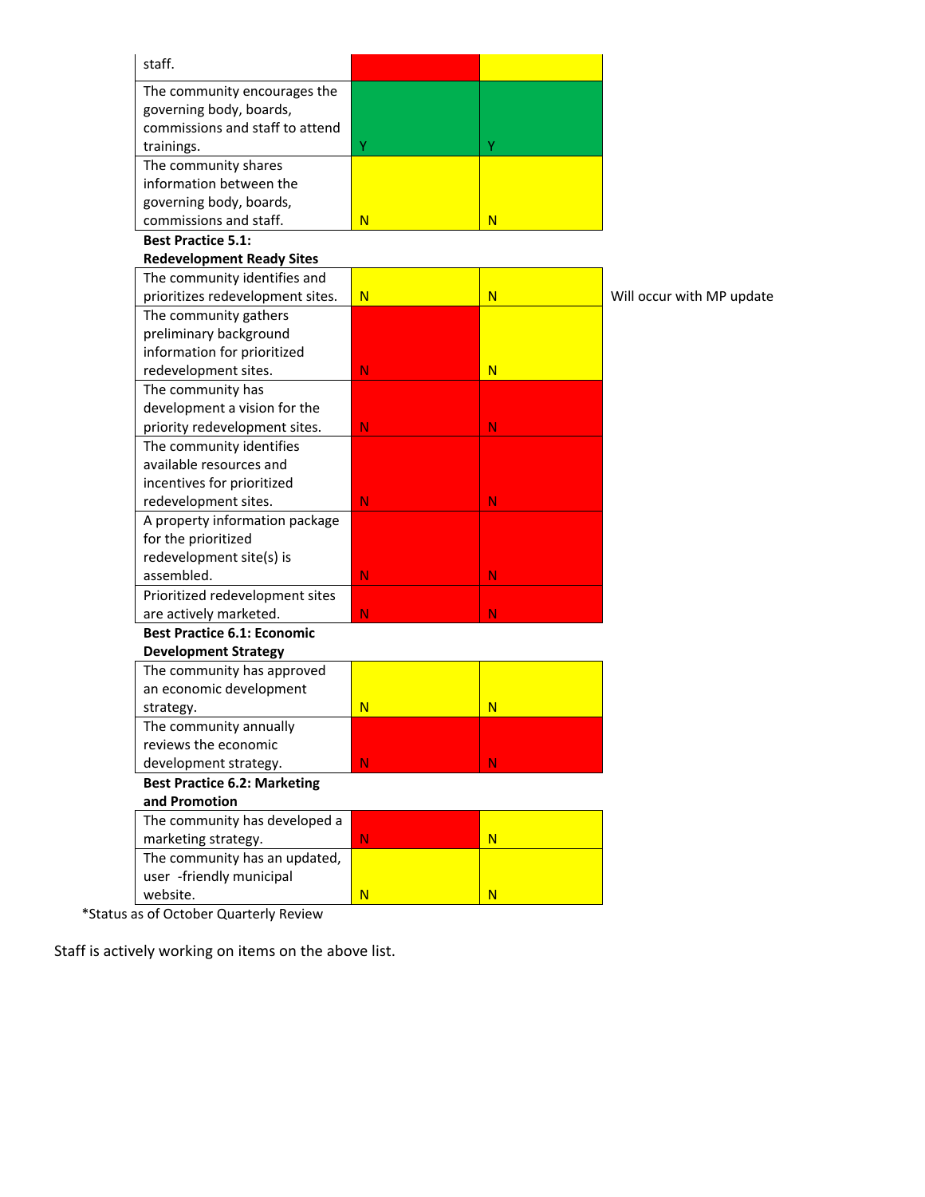| | | | |
|---|---|---|---|
| staff. | | | |
| The community encourages the governing body, boards, commissions and staff to attend trainings. | Y | Y | |
| The community shares information between the governing body, boards, commissions and staff. | N | N | |
| **Best Practice 5.1: Redevelopment Ready Sites** | | | |
| The community identifies and prioritizes redevelopment sites. | N | N | Will occur with MP update |
| The community gathers preliminary background information for prioritized redevelopment sites. | N | N | |
| The community has development a vision for the priority redevelopment sites. | N | N | |
| The community identifies available resources and incentives for prioritized redevelopment sites. | N | N | |
| A property information package for the prioritized redevelopment site(s) is assembled. | N | N | |
| Prioritized redevelopment sites are actively marketed. | N | N | |
| **Best Practice 6.1: Economic Development Strategy** | | | |
| The community has approved an economic development strategy. | N | N | |
| The community annually reviews the economic development strategy. | N | N | |
| **Best Practice 6.2: Marketing and Promotion** | | | |
| The community has developed a marketing strategy. | N | N | |
| The community has an updated, user -friendly municipal website. | N | N | |

*Status as of October Quarterly Review

Staff is actively working on items on the above list.